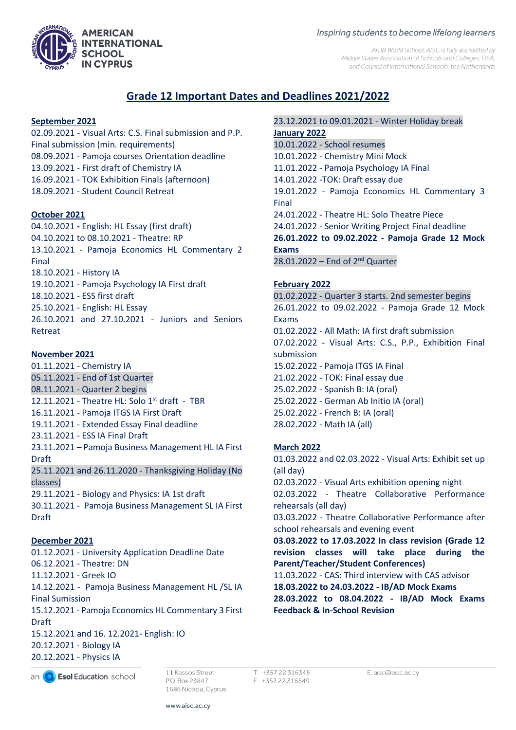AMERICAN INTERNATIONAL SCHOOL IN CYPRUS

*Inspiring students to become lifelong learners*

An IB World School, AISC is fully accredited by Middle States Association of Schools and Colleges, USA, and Council of International Schools, the Netherlands

# Grade 12 Important Dates and Deadlines 2021/2022

## September 2021

02.09.2021 - Visual Arts: C.S. Final submission and P.P. Final submission (min. requirements)
08.09.2021 - Pamoja courses Orientation deadline
13.09.2021 - First draft of Chemistry IA
16.09.2021 - TOK Exhibition Finals (afternoon)
18.09.2021 - Student Council Retreat

## October 2021

04.10.2021 - English: HL Essay (first draft)
04.10.2021 to 08.10.2021 - Theatre: RP
13.10.2021 - Pamoja Economics HL Commentary 2 Final
18.10.2021 - History IA
19.10.2021 - Pamoja Psychology IA First draft
18.10.2021 - ESS first draft
25.10.2021 - English: HL Essay
26.10.2021 and 27.10.2021 - Juniors and Seniors Retreat

## November 2021

01.11.2021 - Chemistry IA
05.11.2021 - End of 1st Quarter
08.11.2021 - Quarter 2 begins
12.11.2021 - Theatre HL: Solo 1st draft - TBR
16.11.2021 - Pamoja ITGS IA First Draft
19.11.2021 - Extended Essay Final deadline
23.11.2021 - ESS IA Final Draft
23.11.2021 – Pamoja Business Management HL IA First Draft
25.11.2021 and 26.11.2020 - Thanksgiving Holiday (No classes)
29.11.2021 - Biology and Physics: IA 1st draft
30.11.2021 - Pamoja Business Management SL IA First Draft

## December 2021

01.12.2021 - University Application Deadline Date
06.12.2021 - Theatre: DN
11.12.2021 - Greek IO
14.12.2021 - Pamoja Business Management HL /SL IA Final Sumission
15.12.2021 - Pamoja Economics HL Commentary 3 First Draft
15.12.2021 and 16. 12.2021- English: IO
20.12.2021 - Biology IA
20.12.2021 - Physics IA
23.12.2021 to 09.01.2021 - Winter Holiday break

## January 2022

10.01.2022 - School resumes
10.01.2022 - Chemistry Mini Mock
11.01.2022 - Pamoja Psychology IA Final
14.01.2022 -TOK: Draft essay due
19.01.2022 - Pamoja Economics HL Commentary 3 Final
24.01.2022 - Theatre HL: Solo Theatre Piece
24.01.2022 - Senior Writing Project Final deadline
**26.01.2022 to 09.02.2022 - Pamoja Grade 12 Mock Exams**
28.01.2022 – End of 2nd Quarter

## February 2022

01.02.2022 - Quarter 3 starts. 2nd semester begins
26.01.2022 to 09.02.2022 - Pamoja Grade 12 Mock Exams
01.02.2022 - All Math: IA first draft submission
07.02.2022 - Visual Arts: C.S., P.P., Exhibition Final submission
15.02.2022 - Pamoja ITGS IA Final
21.02.2022 - TOK: Final essay due
25.02.2022 - Spanish B: IA (oral)
25.02.2022 - German Ab Initio IA (oral)
25.02.2022 - French B: IA (oral)
28.02.2022 - Math IA (all)

## March 2022

01.03.2022 and 02.03.2022 - Visual Arts: Exhibit set up (all day)
02.03.2022 - Visual Arts exhibition opening night
02.03.2022 - Theatre Collaborative Performance rehearsals (all day)
03.03.2022 - Theatre Collaborative Performance after school rehearsals and evening event
**03.03.2022 to 17.03.2022 In class revision (Grade 12 revision classes will take place during the Parent/Teacher/Student Conferences)**
11.03.2022 - CAS: Third interview with CAS advisor
**18.03.2022 to 24.03.2022 - IB/AD Mock Exams**
**28.03.2022 to 08.04.2022 - IB/AD Mock Exams Feedback & In-School Revision**

an Esol Education school | 11 Kassos Street, P.O. Box 23847, 1686 Nicosia, Cyprus | T: +357 22 316345 F: +357 22 316549 | E: aisc@aisc.ac.cy

www.aisc.ac.cy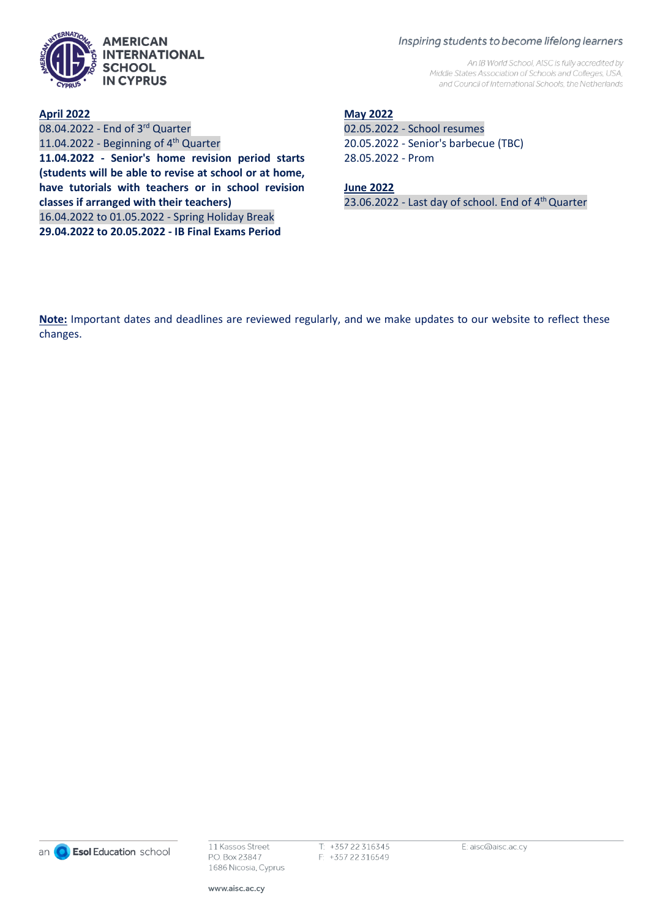**April 2022**

08.04.2022 - End of 3rd Quarter
11.04.2022 - Beginning of 4th Quarter
**11.04.2022 - Senior's home revision period starts (students will be able to revise at school or at home, have tutorials with teachers or in school revision classes if arranged with their teachers)**
16.04.2022 to 01.05.2022 - Spring Holiday Break
**29.04.2022 to 20.05.2022 - IB Final Exams Period**

**May 2022**

02.05.2022 - School resumes
20.05.2022 - Senior's barbecue (TBC)
28.05.2022 - Prom

**June 2022**

23.06.2022 - Last day of school. End of 4th Quarter

**Note:** Important dates and deadlines are reviewed regularly, and we make updates to our website to reflect these changes.